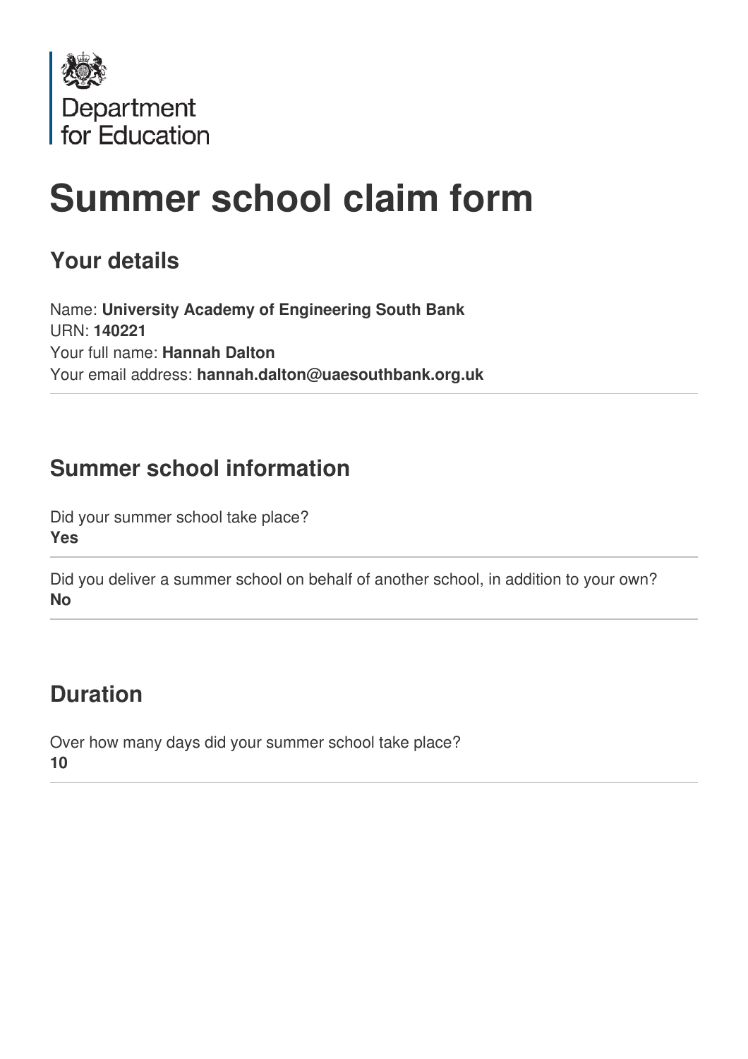Department for Education

# Summer school claim form

## Your details

Name: **University Academy of Engineering South Bank**
URN: **140221**
Your full name: **Hannah Dalton**
Your email address: **hannah.dalton@uaesouthbank.org.uk**

## Summer school information

Did your summer school take place?
**Yes**

Did you deliver a summer school on behalf of another school, in addition to your own?
**No**

## Duration

Over how many days did your summer school take place?
**10**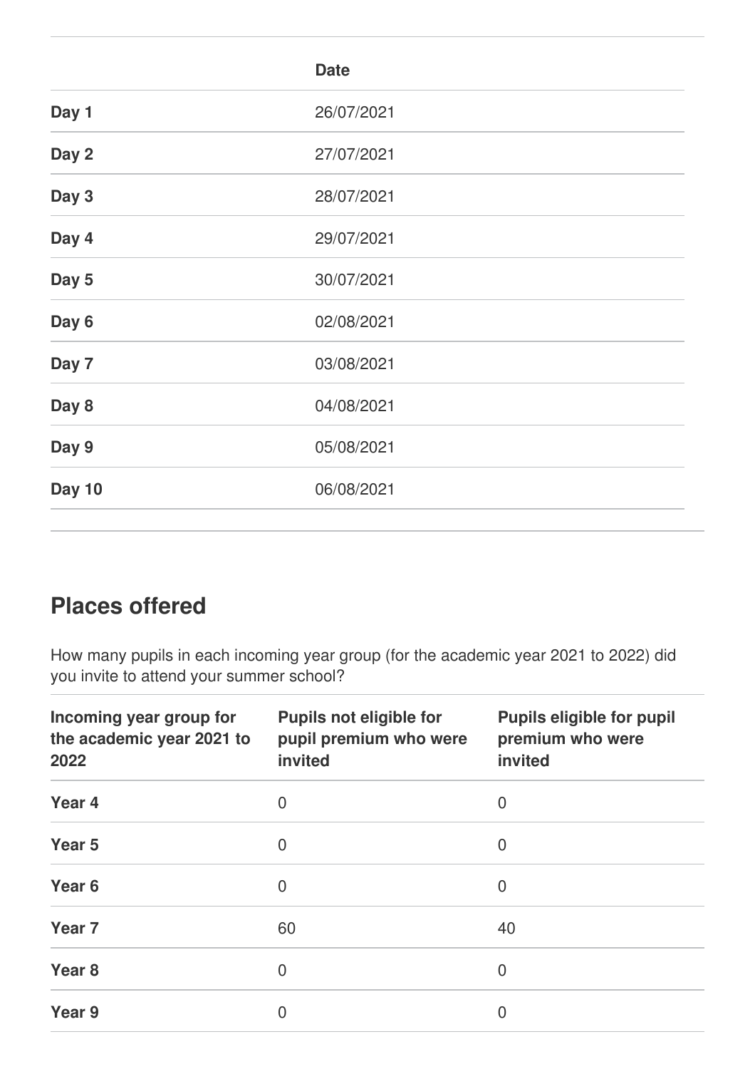| | Date |
|---|---|
| **Day 1** | 26/07/2021 |
| **Day 2** | 27/07/2021 |
| **Day 3** | 28/07/2021 |
| **Day 4** | 29/07/2021 |
| **Day 5** | 30/07/2021 |
| **Day 6** | 02/08/2021 |
| **Day 7** | 03/08/2021 |
| **Day 8** | 04/08/2021 |
| **Day 9** | 05/08/2021 |
| **Day 10** | 06/08/2021 |

## Places offered

How many pupils in each incoming year group (for the academic year 2021 to 2022) did you invite to attend your summer school?

| Incoming year group for the academic year 2021 to 2022 | Pupils not eligible for pupil premium who were invited | Pupils eligible for pupil premium who were invited |
|---|---|---|
| **Year 4** | 0 | 0 |
| **Year 5** | 0 | 0 |
| **Year 6** | 0 | 0 |
| **Year 7** | 60 | 40 |
| **Year 8** | 0 | 0 |
| **Year 9** | 0 | 0 |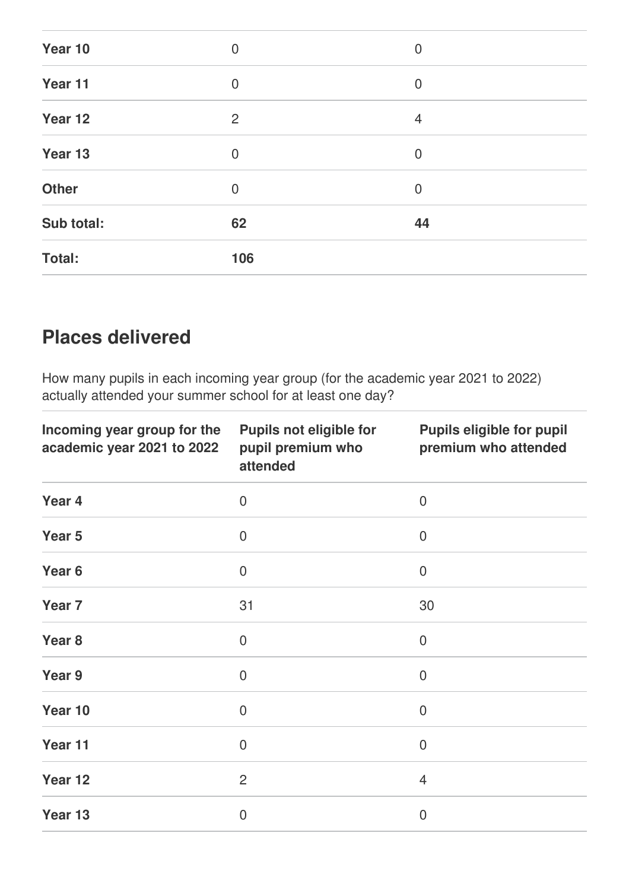| | | |
|---|---|---|
| **Year 10** | 0 | 0 |
| **Year 11** | 0 | 0 |
| **Year 12** | 2 | 4 |
| **Year 13** | 0 | 0 |
| **Other** | 0 | 0 |
| **Sub total:** | **62** | **44** |
| **Total:** | **106** | |

## Places delivered

How many pupils in each incoming year group (for the academic year 2021 to 2022) actually attended your summer school for at least one day?

| Incoming year group for the academic year 2021 to 2022 | Pupils not eligible for pupil premium who attended | Pupils eligible for pupil premium who attended |
|---|---|---|
| **Year 4** | 0 | 0 |
| **Year 5** | 0 | 0 |
| **Year 6** | 0 | 0 |
| **Year 7** | 31 | 30 |
| **Year 8** | 0 | 0 |
| **Year 9** | 0 | 0 |
| **Year 10** | 0 | 0 |
| **Year 11** | 0 | 0 |
| **Year 12** | 2 | 4 |
| **Year 13** | 0 | 0 |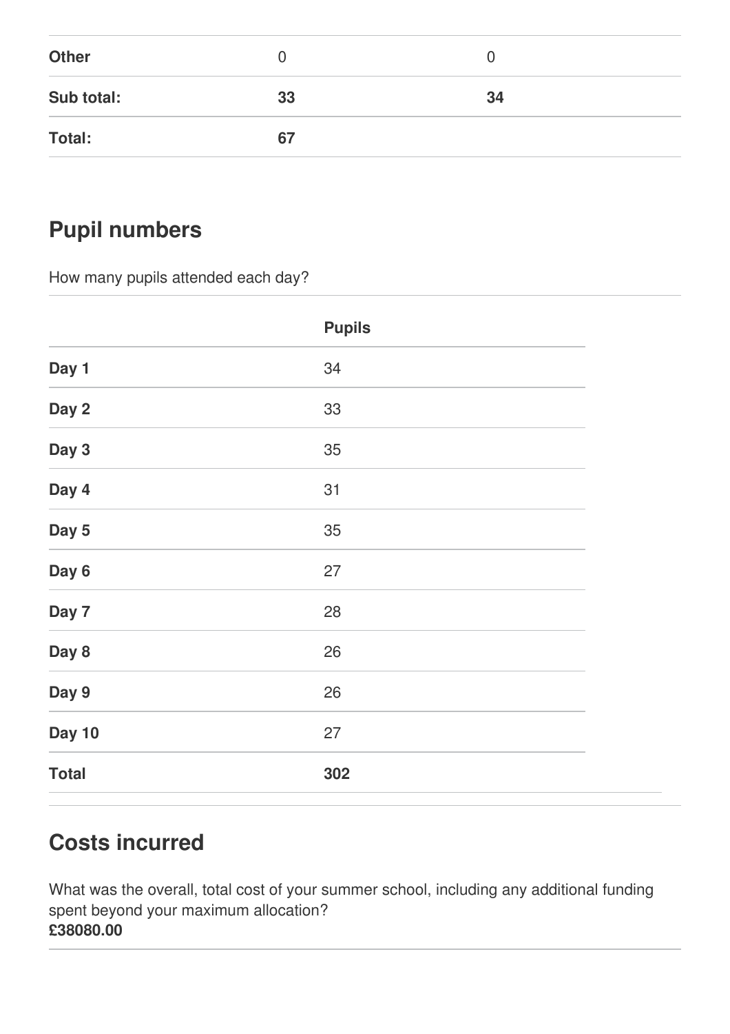| | | |
|---|---|---|
| **Other** | 0 | 0 |
| **Sub total:** | **33** | **34** |
| **Total:** | **67** | |

## Pupil numbers

How many pupils attended each day?

| | **Pupils** |
|---|---|
| **Day 1** | 34 |
| **Day 2** | 33 |
| **Day 3** | 35 |
| **Day 4** | 31 |
| **Day 5** | 35 |
| **Day 6** | 27 |
| **Day 7** | 28 |
| **Day 8** | 26 |
| **Day 9** | 26 |
| **Day 10** | 27 |
| **Total** | **302** |

## Costs incurred

What was the overall, total cost of your summer school, including any additional funding spent beyond your maximum allocation?
**£38080.00**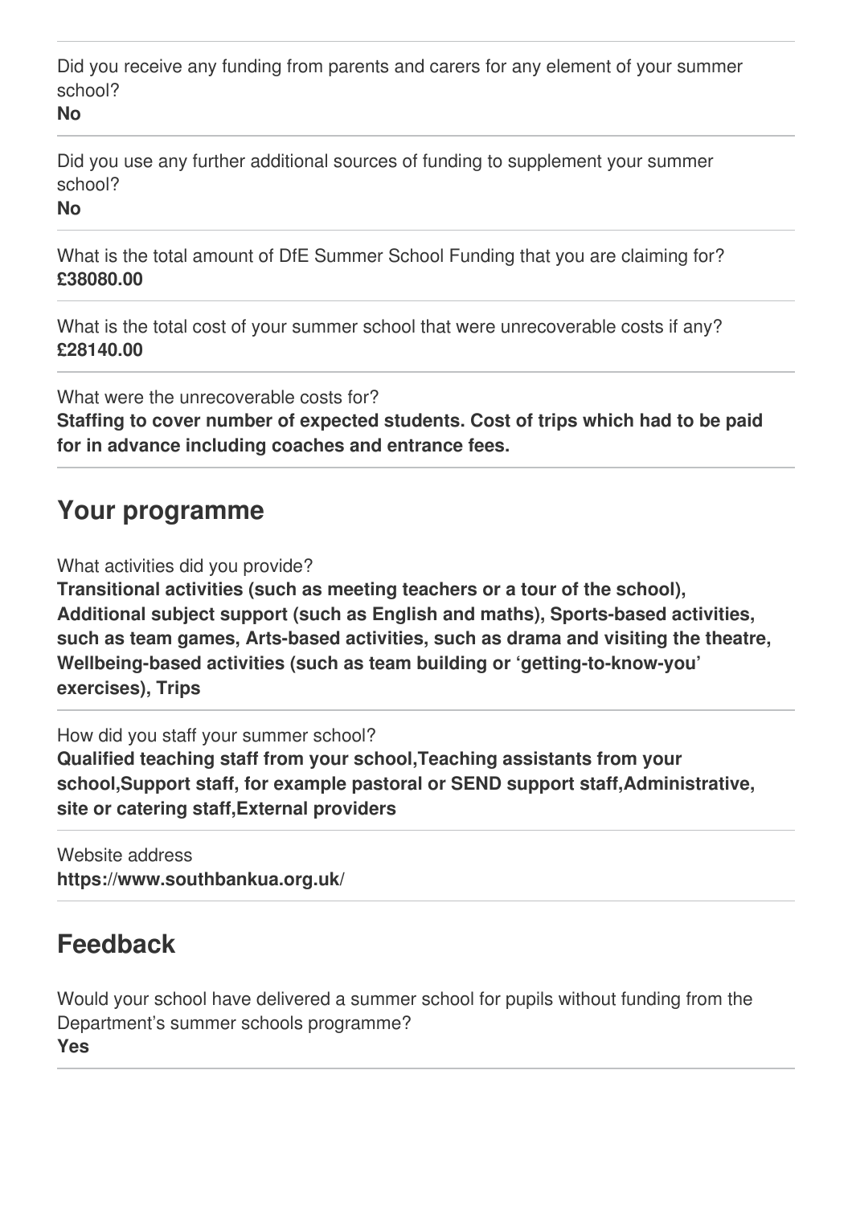Did you receive any funding from parents and carers for any element of your summer school?
**No**

---

Did you use any further additional sources of funding to supplement your summer school?
**No**

---

What is the total amount of DfE Summer School Funding that you are claiming for?
**£38080.00**

---

What is the total cost of your summer school that were unrecoverable costs if any?
**£28140.00**

---

What were the unrecoverable costs for?
**Staffing to cover number of expected students. Cost of trips which had to be paid for in advance including coaches and entrance fees.**

---

## Your programme

What activities did you provide?
**Transitional activities (such as meeting teachers or a tour of the school), Additional subject support (such as English and maths), Sports-based activities, such as team games, Arts-based activities, such as drama and visiting the theatre, Wellbeing-based activities (such as team building or 'getting-to-know-you' exercises), Trips**

---

How did you staff your summer school?
**Qualified teaching staff from your school,Teaching assistants from your school,Support staff, for example pastoral or SEND support staff,Administrative, site or catering staff,External providers**

---

Website address
**https://www.southbankua.org.uk/**

---

## Feedback

Would your school have delivered a summer school for pupils without funding from the Department's summer schools programme?
**Yes**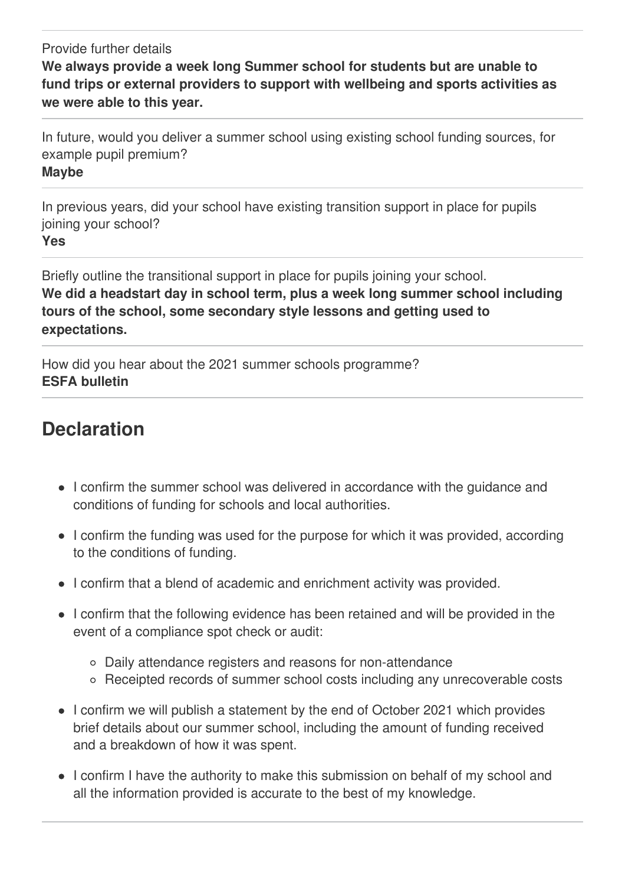Provide further details

**We always provide a week long Summer school for students but are unable to fund trips or external providers to support with wellbeing and sports activities as we were able to this year.**

---

In future, would you deliver a summer school using existing school funding sources, for example pupil premium?

**Maybe**

---

In previous years, did your school have existing transition support in place for pupils joining your school?

**Yes**

---

Briefly outline the transitional support in place for pupils joining your school.

**We did a headstart day in school term, plus a week long summer school including tours of the school, some secondary style lessons and getting used to expectations.**

---

How did you hear about the 2021 summer schools programme?

**ESFA bulletin**

---

## Declaration

- I confirm the summer school was delivered in accordance with the guidance and conditions of funding for schools and local authorities.
- I confirm the funding was used for the purpose for which it was provided, according to the conditions of funding.
- I confirm that a blend of academic and enrichment activity was provided.
- I confirm that the following evidence has been retained and will be provided in the event of a compliance spot check or audit:
  - Daily attendance registers and reasons for non-attendance
  - Receipted records of summer school costs including any unrecoverable costs
- I confirm we will publish a statement by the end of October 2021 which provides brief details about our summer school, including the amount of funding received and a breakdown of how it was spent.
- I confirm I have the authority to make this submission on behalf of my school and all the information provided is accurate to the best of my knowledge.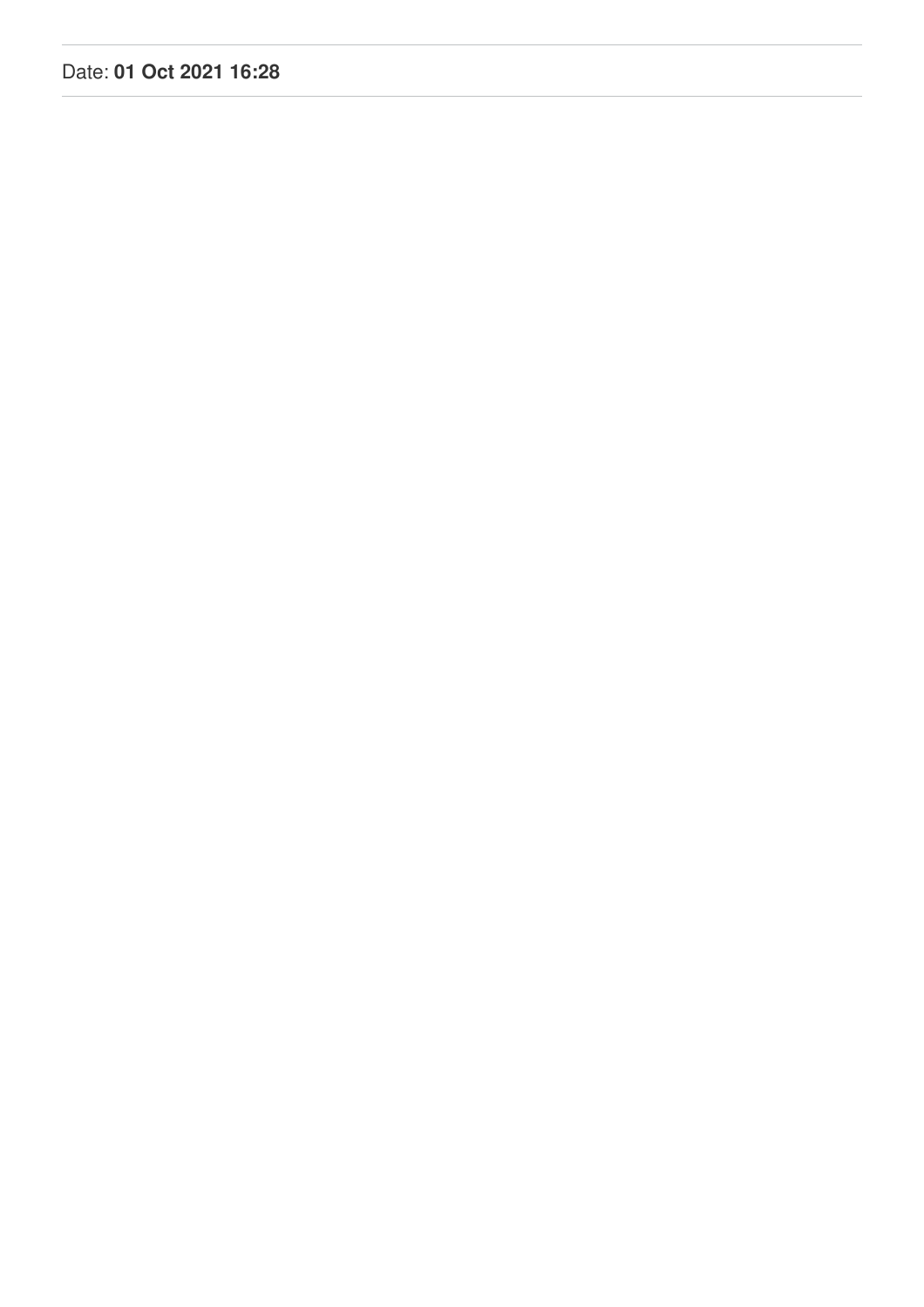Date: **01 Oct 2021 16:28**